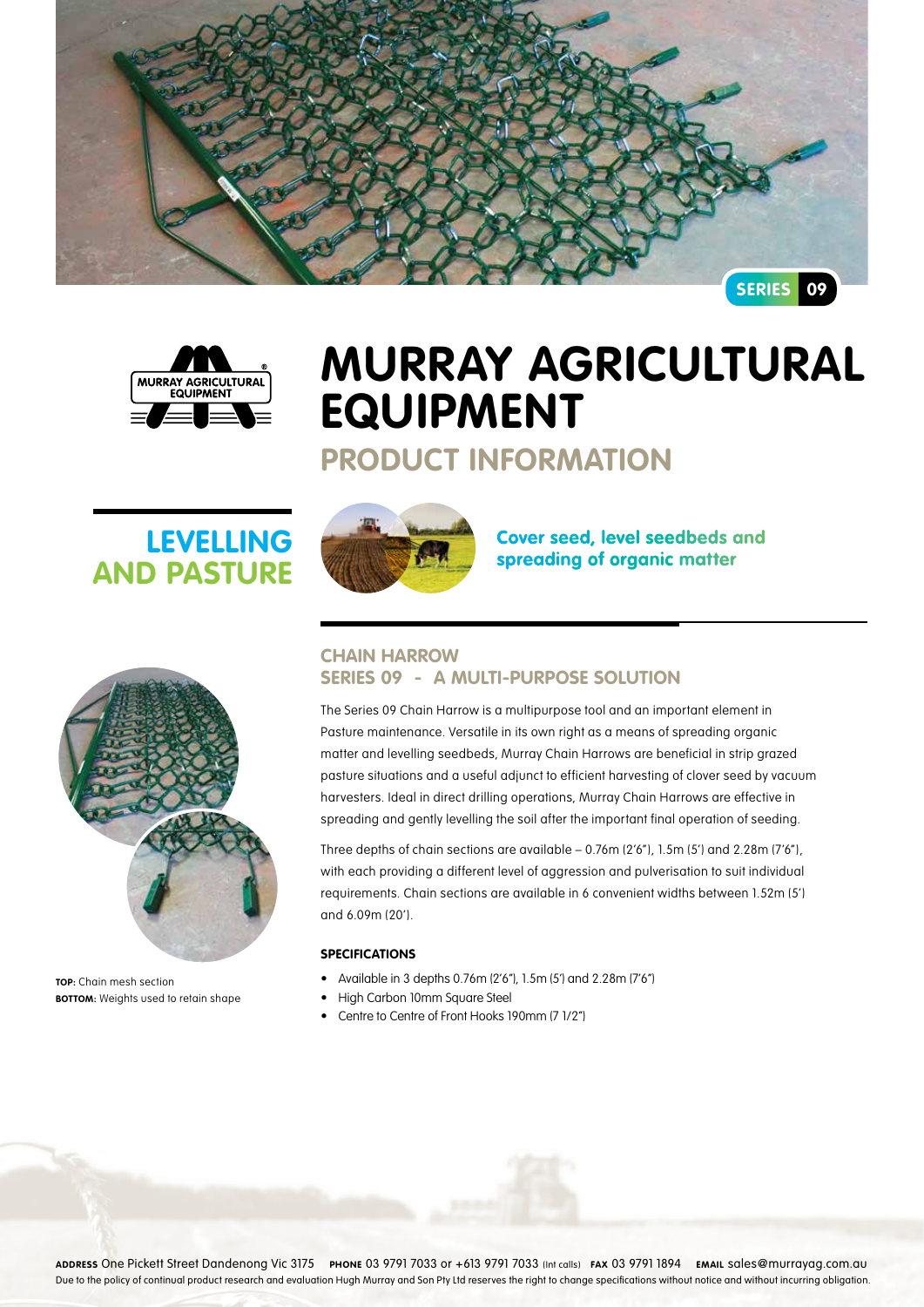SERIES 09

# MURRAY AGRICULTURAL EQUIPMENT

## PRODUCT INFORMATION

## LEVELLING AND PASTURE

**Cover seed, level seedbeds and spreading of organic matter**

### CHAIN HARROW
### SERIES 09 - A MULTI-PURPOSE SOLUTION

The Series 09 Chain Harrow is a multipurpose tool and an important element in Pasture maintenance. Versatile in its own right as a means of spreading organic matter and levelling seedbeds, Murray Chain Harrows are beneficial in strip grazed pasture situations and a useful adjunct to efficient harvesting of clover seed by vacuum harvesters. Ideal in direct drilling operations, Murray Chain Harrows are effective in spreading and gently levelling the soil after the important final operation of seeding.

Three depths of chain sections are available – 0.76m (2'6"), 1.5m (5') and 2.28m (7'6"), with each providing a different level of aggression and pulverisation to suit individual requirements. Chain sections are available in 6 convenient widths between 1.52m (5') and 6.09m (20').

#### SPECIFICATIONS

- Available in 3 depths 0.76m (2'6"), 1.5m (5') and 2.28m (7'6")
- High Carbon 10mm Square Steel
- Centre to Centre of Front Hooks 190mm (7 1/2")

**TOP:** Chain mesh section
**BOTTOM:** Weights used to retain shape

**ADDRESS** One Pickett Street Dandenong Vic 3175 **PHONE** 03 9791 7033 or +613 9791 7033 (Int calls) **FAX** 03 9791 1894 **EMAIL** sales@murrayag.com.au
Due to the policy of continual product research and evaluation Hugh Murray and Son Pty Ltd reserves the right to change specifications without notice and without incurring obligation.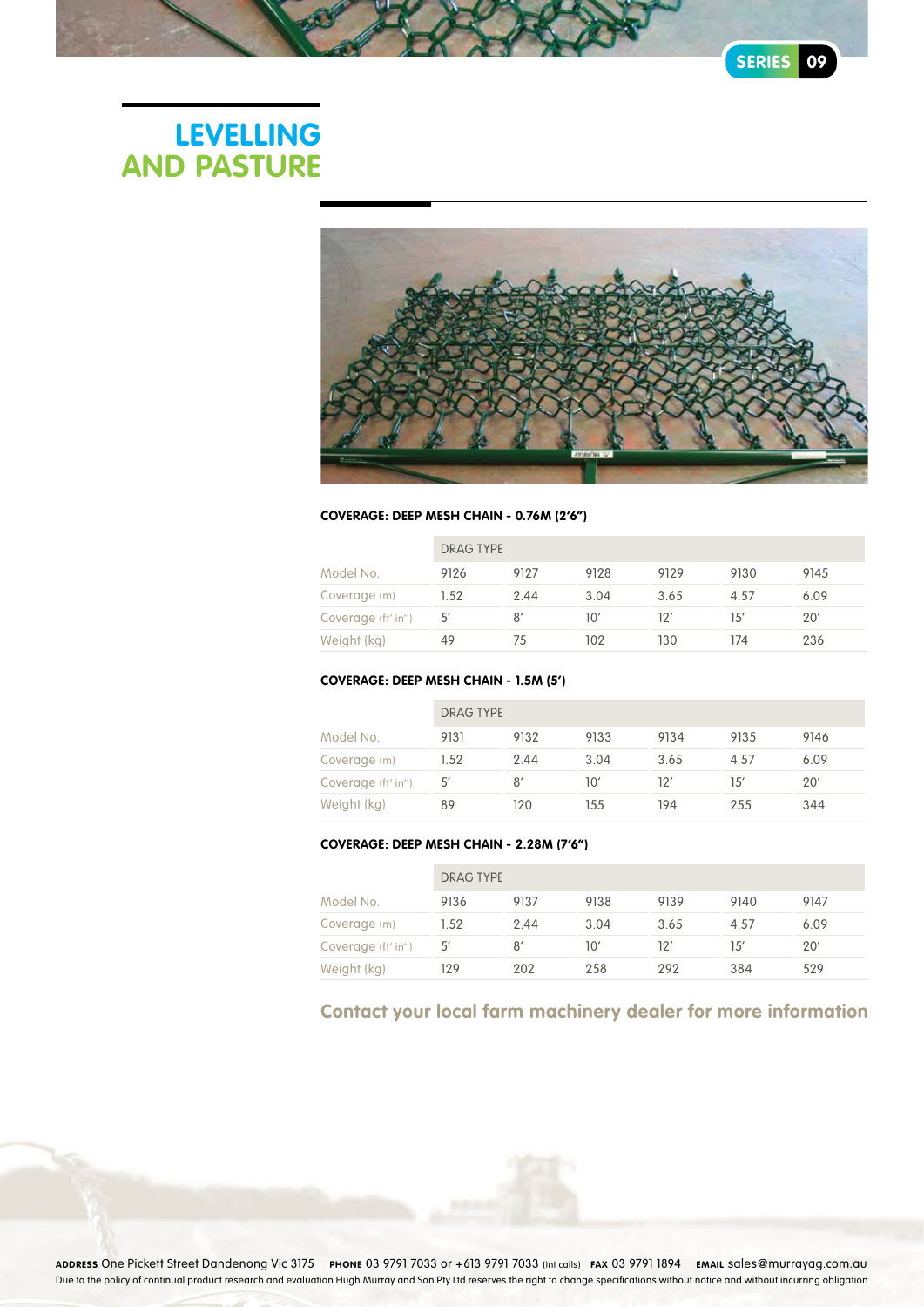# LEVELLING AND PASTURE

**COVERAGE: DEEP MESH CHAIN - 0.76M (2'6")**

| | DRAG TYPE | | | | | |
|---|---|---|---|---|---|---|
| Model No. | 9126 | 9127 | 9128 | 9129 | 9130 | 9145 |
| Coverage (m) | 1.52 | 2.44 | 3.04 | 3.65 | 4.57 | 6.09 |
| Coverage (ft' in") | 5' | 8' | 10' | 12' | 15' | 20' |
| Weight (kg) | 49 | 75 | 102 | 130 | 174 | 236 |

**COVERAGE: DEEP MESH CHAIN - 1.5M (5')**

| | DRAG TYPE | | | | | |
|---|---|---|---|---|---|---|
| Model No. | 9131 | 9132 | 9133 | 9134 | 9135 | 9146 |
| Coverage (m) | 1.52 | 2.44 | 3.04 | 3.65 | 4.57 | 6.09 |
| Coverage (ft' in") | 5' | 8' | 10' | 12' | 15' | 20' |
| Weight (kg) | 89 | 120 | 155 | 194 | 255 | 344 |

**COVERAGE: DEEP MESH CHAIN - 2.28M (7'6")**

| | DRAG TYPE | | | | | |
|---|---|---|---|---|---|---|
| Model No. | 9136 | 9137 | 9138 | 9139 | 9140 | 9147 |
| Coverage (m) | 1.52 | 2.44 | 3.04 | 3.65 | 4.57 | 6.09 |
| Coverage (ft' in") | 5' | 8' | 10' | 12' | 15' | 20' |
| Weight (kg) | 129 | 202 | 258 | 292 | 384 | 529 |

**Contact your local farm machinery dealer for more information**

**ADDRESS** One Pickett Street Dandenong Vic 3175 **PHONE** 03 9791 7033 or +613 9791 7033 (Int calls) **FAX** 03 9791 1894 **EMAIL** sales@murrayag.com.au

Due to the policy of continual product research and evaluation Hugh Murray and Son Pty Ltd reserves the right to change specifications without notice and without incurring obligation.